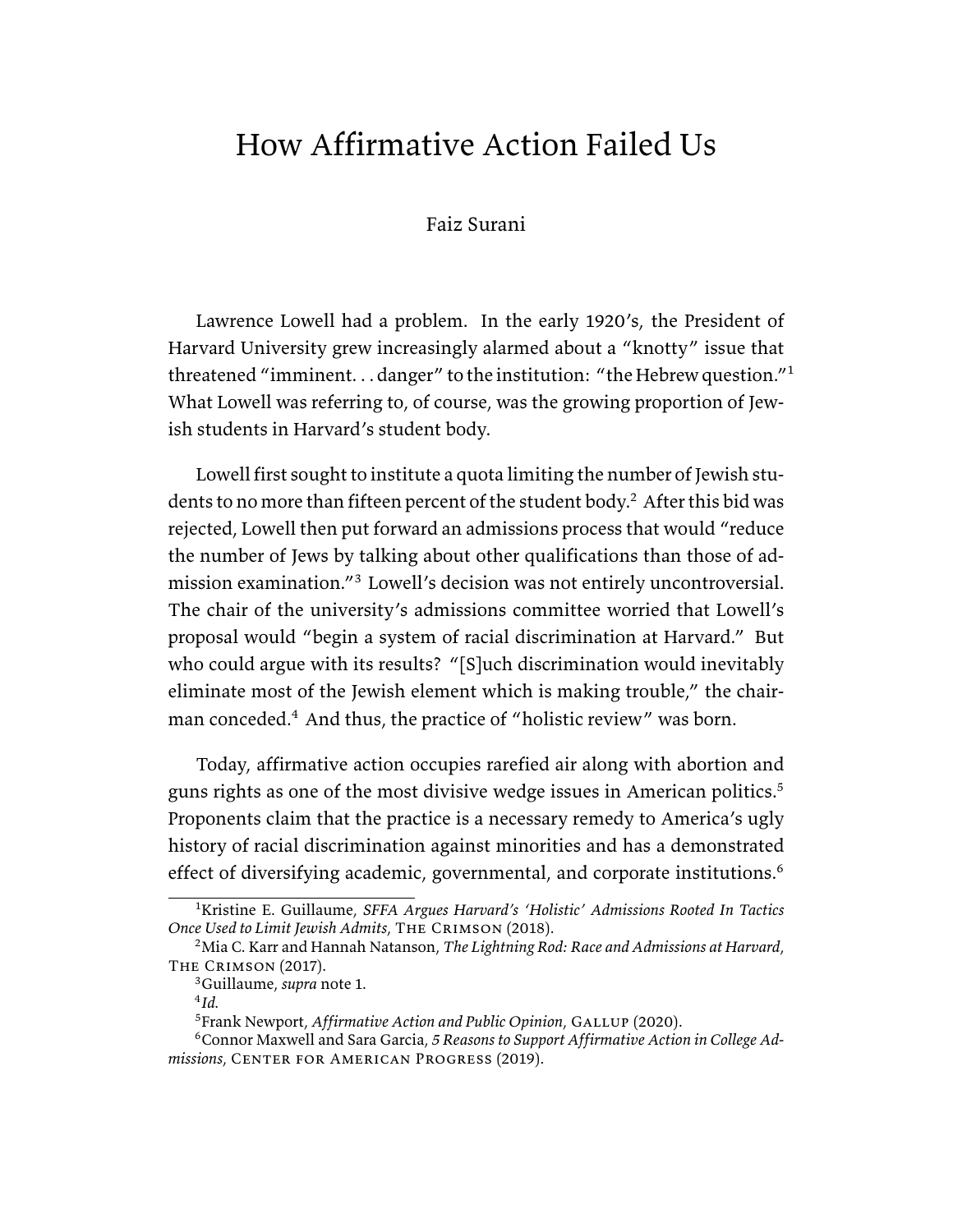# How Affirmative Action Failed Us

Faiz Surani

Lawrence Lowell had a problem. In the early 1920's, the President of Harvard University grew increasingly alarmed about a "knotty" issue that threatened "imminent. . . danger" to the institution: "the Hebrew question."[1] What Lowell was referring to, of course, was the growing proportion of Jewish students in Harvard's student body.

Lowell first sought to institute a quota limiting the number of Jewish students to no more than fifteen percent of the student body.[2] After this bid was rejected, Lowell then put forward an admissions process that would "reduce the number of Jews by talking about other qualifications than those of admission examination."[3] Lowell's decision was not entirely uncontroversial. The chair of the university's admissions committee worried that Lowell's proposal would "begin a system of racial discrimination at Harvard." But who could argue with its results? "[S]uch discrimination would inevitably eliminate most of the Jewish element which is making trouble," the chairman conceded.[4] And thus, the practice of "holistic review" was born.

Today, affirmative action occupies rarefied air along with abortion and guns rights as one of the most divisive wedge issues in American politics.[5] Proponents claim that the practice is a necessary remedy to America's ugly history of racial discrimination against minorities and has a demonstrated effect of diversifying academic, governmental, and corporate institutions.[6]

---

[1] Kristine E. Guillaume, *SFFA Argues Harvard's 'Holistic' Admissions Rooted In Tactics Once Used to Limit Jewish Admits*, The Crimson (2018).

[2] Mia C. Karr and Hannah Natanson, *The Lightning Rod: Race and Admissions at Harvard*, The Crimson (2017).

[3] Guillaume, *supra* note 1.

[4] *Id.*

[5] Frank Newport, *Affirmative Action and Public Opinion*, Gallup (2020).

[6] Connor Maxwell and Sara Garcia, *5 Reasons to Support Affirmative Action in College Admissions*, Center for American Progress (2019).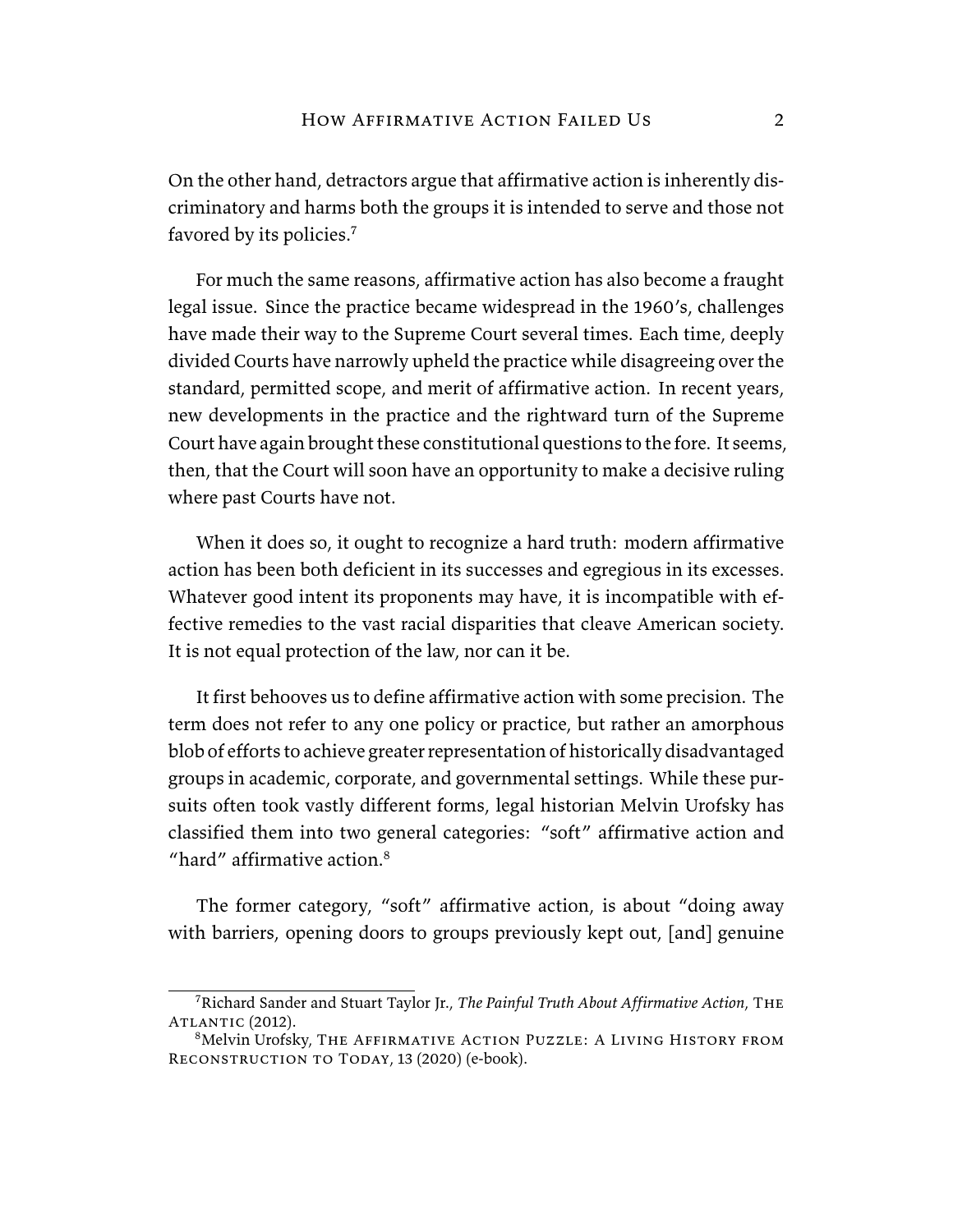On the other hand, detractors argue that affirmative action is inherently discriminatory and harms both the groups it is intended to serve and those not favored by its policies.[7]

For much the same reasons, affirmative action has also become a fraught legal issue. Since the practice became widespread in the 1960's, challenges have made their way to the Supreme Court several times. Each time, deeply divided Courts have narrowly upheld the practice while disagreeing over the standard, permitted scope, and merit of affirmative action. In recent years, new developments in the practice and the rightward turn of the Supreme Court have again brought these constitutional questions to the fore. It seems, then, that the Court will soon have an opportunity to make a decisive ruling where past Courts have not.

When it does so, it ought to recognize a hard truth: modern affirmative action has been both deficient in its successes and egregious in its excesses. Whatever good intent its proponents may have, it is incompatible with effective remedies to the vast racial disparities that cleave American society. It is not equal protection of the law, nor can it be.

It first behooves us to define affirmative action with some precision. The term does not refer to any one policy or practice, but rather an amorphous blob of efforts to achieve greater representation of historically disadvantaged groups in academic, corporate, and governmental settings. While these pursuits often took vastly different forms, legal historian Melvin Urofsky has classified them into two general categories: "soft" affirmative action and "hard" affirmative action.[8]

The former category, "soft" affirmative action, is about "doing away with barriers, opening doors to groups previously kept out, [and] genuine

---

[7] Richard Sander and Stuart Taylor Jr., *The Painful Truth About Affirmative Action*, The Atlantic (2012).

[8] Melvin Urofsky, The Affirmative Action Puzzle: A Living History from Reconstruction to Today, 13 (2020) (e-book).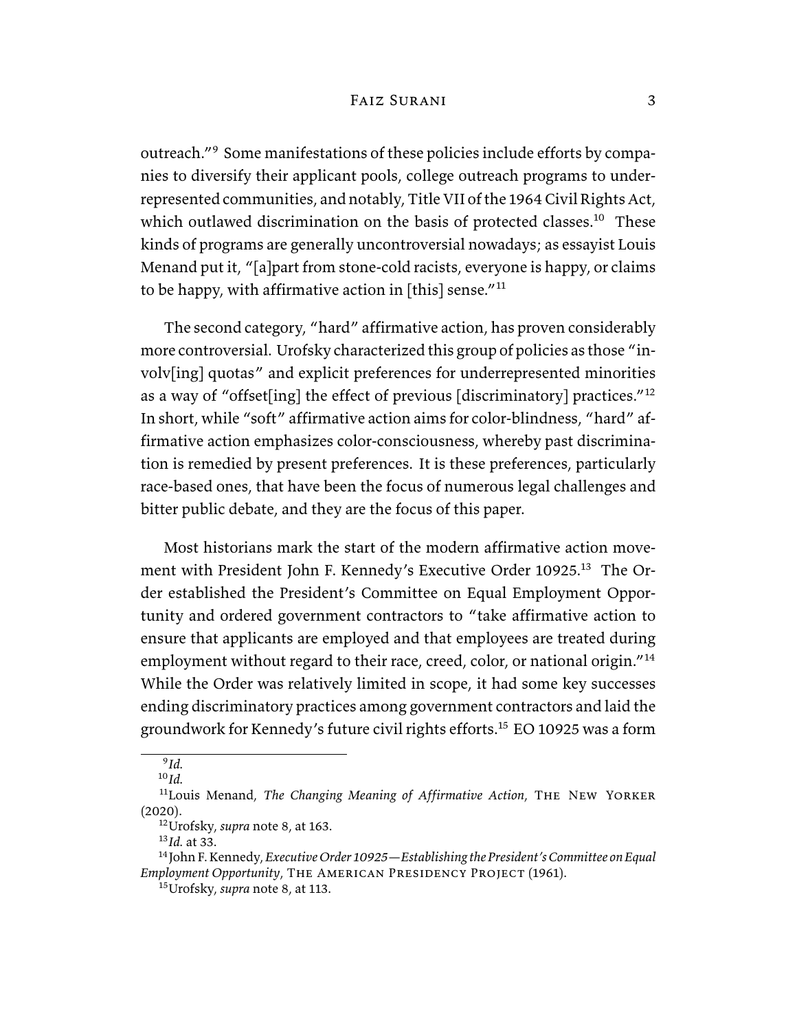outreach."[9] Some manifestations of these policies include efforts by companies to diversify their applicant pools, college outreach programs to underrepresented communities, and notably, Title VII of the 1964 Civil Rights Act, which outlawed discrimination on the basis of protected classes.[10] These kinds of programs are generally uncontroversial nowadays; as essayist Louis Menand put it, "[a]part from stone-cold racists, everyone is happy, or claims to be happy, with affirmative action in [this] sense."[11]

The second category, "hard" affirmative action, has proven considerably more controversial. Urofsky characterized this group of policies as those "involv[ing] quotas" and explicit preferences for underrepresented minorities as a way of "offset[ing] the effect of previous [discriminatory] practices."[12] In short, while "soft" affirmative action aims for color-blindness, "hard" affirmative action emphasizes color-consciousness, whereby past discrimination is remedied by present preferences. It is these preferences, particularly race-based ones, that have been the focus of numerous legal challenges and bitter public debate, and they are the focus of this paper.

Most historians mark the start of the modern affirmative action movement with President John F. Kennedy's Executive Order 10925.[13] The Order established the President's Committee on Equal Employment Opportunity and ordered government contractors to "take affirmative action to ensure that applicants are employed and that employees are treated during employment without regard to their race, creed, color, or national origin."[14] While the Order was relatively limited in scope, it had some key successes ending discriminatory practices among government contractors and laid the groundwork for Kennedy's future civil rights efforts.[15] EO 10925 was a form

---

[9] *Id.*

[10] *Id.*

[11] Louis Menand, *The Changing Meaning of Affirmative Action*, The New Yorker (2020).

[12] Urofsky, *supra* note 8, at 163.

[13] *Id.* at 33.

[14] John F. Kennedy, *Executive Order 10925—Establishing the President's Committee on Equal Employment Opportunity*, The American Presidency Project (1961).

[15] Urofsky, *supra* note 8, at 113.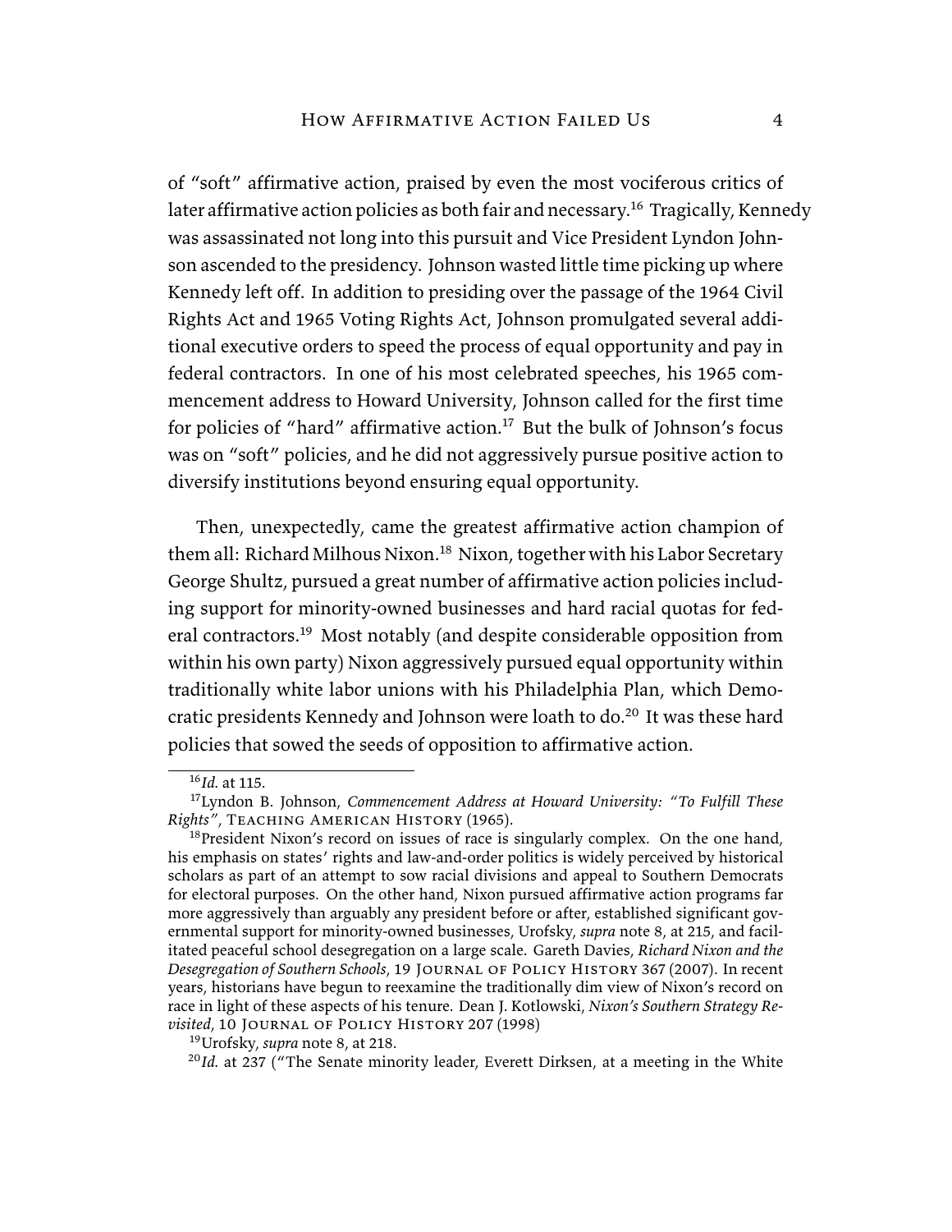of "soft" affirmative action, praised by even the most vociferous critics of later affirmative action policies as both fair and necessary.[16] Tragically, Kennedy was assassinated not long into this pursuit and Vice President Lyndon Johnson ascended to the presidency. Johnson wasted little time picking up where Kennedy left off. In addition to presiding over the passage of the 1964 Civil Rights Act and 1965 Voting Rights Act, Johnson promulgated several additional executive orders to speed the process of equal opportunity and pay in federal contractors. In one of his most celebrated speeches, his 1965 commencement address to Howard University, Johnson called for the first time for policies of "hard" affirmative action.[17] But the bulk of Johnson's focus was on "soft" policies, and he did not aggressively pursue positive action to diversify institutions beyond ensuring equal opportunity.

Then, unexpectedly, came the greatest affirmative action champion of them all: Richard Milhous Nixon.[18] Nixon, together with his Labor Secretary George Shultz, pursued a great number of affirmative action policies including support for minority-owned businesses and hard racial quotas for federal contractors.[19] Most notably (and despite considerable opposition from within his own party) Nixon aggressively pursued equal opportunity within traditionally white labor unions with his Philadelphia Plan, which Democratic presidents Kennedy and Johnson were loath to do.[20] It was these hard policies that sowed the seeds of opposition to affirmative action.

---

[16] *Id.* at 115.

[17] Lyndon B. Johnson, *Commencement Address at Howard University: "To Fulfill These Rights"*, Teaching American History (1965).

[18] President Nixon's record on issues of race is singularly complex. On the one hand, his emphasis on states' rights and law-and-order politics is widely perceived by historical scholars as part of an attempt to sow racial divisions and appeal to Southern Democrats for electoral purposes. On the other hand, Nixon pursued affirmative action programs far more aggressively than arguably any president before or after, established significant governmental support for minority-owned businesses, Urofsky, *supra* note 8, at 215, and facilitated peaceful school desegregation on a large scale. Gareth Davies, *Richard Nixon and the Desegregation of Southern Schools*, 19 Journal of Policy History 367 (2007). In recent years, historians have begun to reexamine the traditionally dim view of Nixon's record on race in light of these aspects of his tenure. Dean J. Kotlowski, *Nixon's Southern Strategy Revisited*, 10 Journal of Policy History 207 (1998)

[19] Urofsky, *supra* note 8, at 218.

[20] *Id.* at 237 ("The Senate minority leader, Everett Dirksen, at a meeting in the White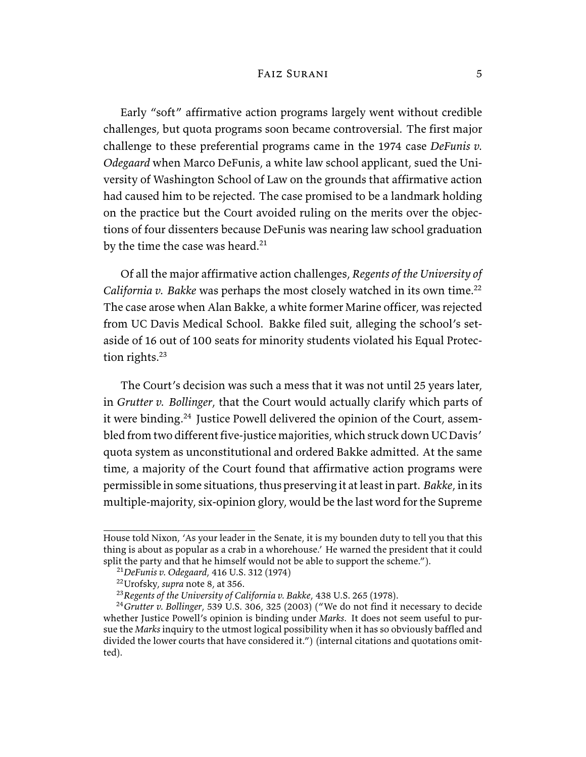Early "soft" affirmative action programs largely went without credible challenges, but quota programs soon became controversial. The first major challenge to these preferential programs came in the 1974 case *DeFunis v. Odegaard* when Marco DeFunis, a white law school applicant, sued the University of Washington School of Law on the grounds that affirmative action had caused him to be rejected. The case promised to be a landmark holding on the practice but the Court avoided ruling on the merits over the objections of four dissenters because DeFunis was nearing law school graduation by the time the case was heard.[21]

Of all the major affirmative action challenges, *Regents of the University of California v. Bakke* was perhaps the most closely watched in its own time.[22] The case arose when Alan Bakke, a white former Marine officer, was rejected from UC Davis Medical School. Bakke filed suit, alleging the school's set-aside of 16 out of 100 seats for minority students violated his Equal Protection rights.[23]

The Court's decision was such a mess that it was not until 25 years later, in *Grutter v. Bollinger*, that the Court would actually clarify which parts of it were binding.[24] Justice Powell delivered the opinion of the Court, assembled from two different five-justice majorities, which struck down UC Davis' quota system as unconstitutional and ordered Bakke admitted. At the same time, a majority of the Court found that affirmative action programs were permissible in some situations, thus preserving it at least in part. *Bakke*, in its multiple-majority, six-opinion glory, would be the last word for the Supreme

---

House told Nixon, 'As your leader in the Senate, it is my bounden duty to tell you that this thing is about as popular as a crab in a whorehouse.' He warned the president that it could split the party and that he himself would not be able to support the scheme.").

[21] *DeFunis v. Odegaard*, 416 U.S. 312 (1974)

[22] Urofsky, *supra* note 8, at 356.

[23] *Regents of the University of California v. Bakke*, 438 U.S. 265 (1978).

[24] *Grutter v. Bollinger*, 539 U.S. 306, 325 (2003) ("We do not find it necessary to decide whether Justice Powell's opinion is binding under *Marks*. It does not seem useful to pursue the *Marks* inquiry to the utmost logical possibility when it has so obviously baffled and divided the lower courts that have considered it.") (internal citations and quotations omitted).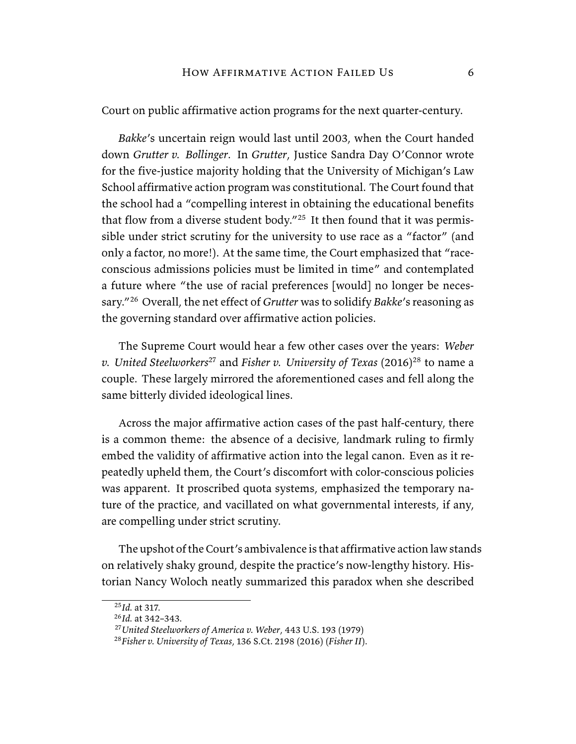Court on public affirmative action programs for the next quarter-century.

*Bakke*'s uncertain reign would last until 2003, when the Court handed down *Grutter v. Bollinger*. In *Grutter*, Justice Sandra Day O'Connor wrote for the five-justice majority holding that the University of Michigan's Law School affirmative action program was constitutional. The Court found that the school had a "compelling interest in obtaining the educational benefits that flow from a diverse student body."[25] It then found that it was permissible under strict scrutiny for the university to use race as a "factor" (and only a factor, no more!). At the same time, the Court emphasized that "race-conscious admissions policies must be limited in time" and contemplated a future where "the use of racial preferences [would] no longer be necessary."[26] Overall, the net effect of *Grutter* was to solidify *Bakke*'s reasoning as the governing standard over affirmative action policies.

The Supreme Court would hear a few other cases over the years: *Weber v. United Steelworkers*[27] and *Fisher v. University of Texas* (2016)[28] to name a couple. These largely mirrored the aforementioned cases and fell along the same bitterly divided ideological lines.

Across the major affirmative action cases of the past half-century, there is a common theme: the absence of a decisive, landmark ruling to firmly embed the validity of affirmative action into the legal canon. Even as it repeatedly upheld them, the Court's discomfort with color-conscious policies was apparent. It proscribed quota systems, emphasized the temporary nature of the practice, and vacillated on what governmental interests, if any, are compelling under strict scrutiny.

The upshot of the Court's ambivalence is that affirmative action law stands on relatively shaky ground, despite the practice's now-lengthy history. Historian Nancy Woloch neatly summarized this paradox when she described

---

[25] *Id.* at 317.

[26] *Id.* at 342–343.

[27] *United Steelworkers of America v. Weber*, 443 U.S. 193 (1979)

[28] *Fisher v. University of Texas*, 136 S.Ct. 2198 (2016) (*Fisher II*).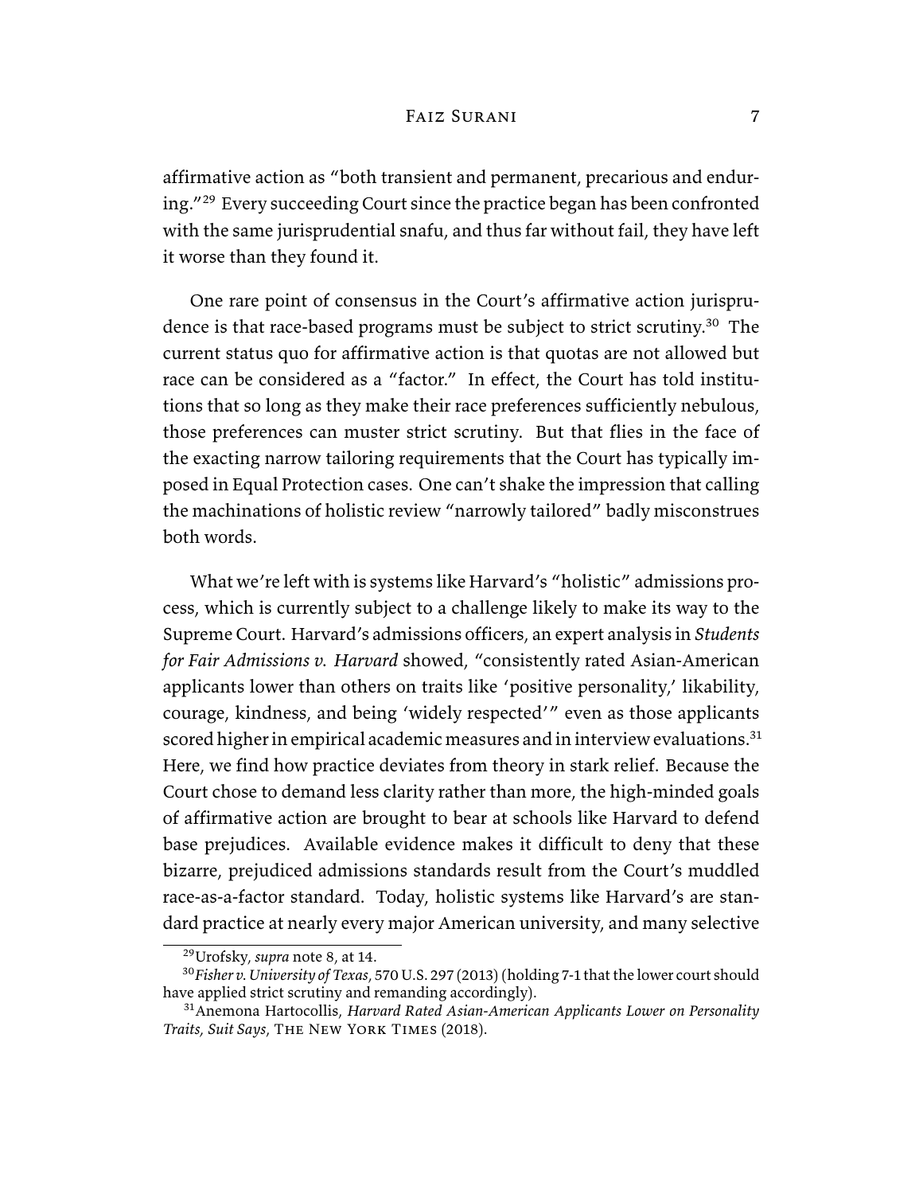affirmative action as "both transient and permanent, precarious and enduring."[29] Every succeeding Court since the practice began has been confronted with the same jurisprudential snafu, and thus far without fail, they have left it worse than they found it.

One rare point of consensus in the Court's affirmative action jurisprudence is that race-based programs must be subject to strict scrutiny.[30] The current status quo for affirmative action is that quotas are not allowed but race can be considered as a "factor." In effect, the Court has told institutions that so long as they make their race preferences sufficiently nebulous, those preferences can muster strict scrutiny. But that flies in the face of the exacting narrow tailoring requirements that the Court has typically imposed in Equal Protection cases. One can't shake the impression that calling the machinations of holistic review "narrowly tailored" badly misconstrues both words.

What we're left with is systems like Harvard's "holistic" admissions process, which is currently subject to a challenge likely to make its way to the Supreme Court. Harvard's admissions officers, an expert analysis in *Students for Fair Admissions v. Harvard* showed, "consistently rated Asian-American applicants lower than others on traits like 'positive personality,' likability, courage, kindness, and being 'widely respected'" even as those applicants scored higher in empirical academic measures and in interview evaluations.[31] Here, we find how practice deviates from theory in stark relief. Because the Court chose to demand less clarity rather than more, the high-minded goals of affirmative action are brought to bear at schools like Harvard to defend base prejudices. Available evidence makes it difficult to deny that these bizarre, prejudiced admissions standards result from the Court's muddled race-as-a-factor standard. Today, holistic systems like Harvard's are standard practice at nearly every major American university, and many selective

---

[29] Urofsky, *supra* note 8, at 14.

[30] *Fisher v. University of Texas*, 570 U.S. 297 (2013) (holding 7-1 that the lower court should have applied strict scrutiny and remanding accordingly).

[31] Anemona Hartocollis, *Harvard Rated Asian-American Applicants Lower on Personality Traits, Suit Says*, The New York Times (2018).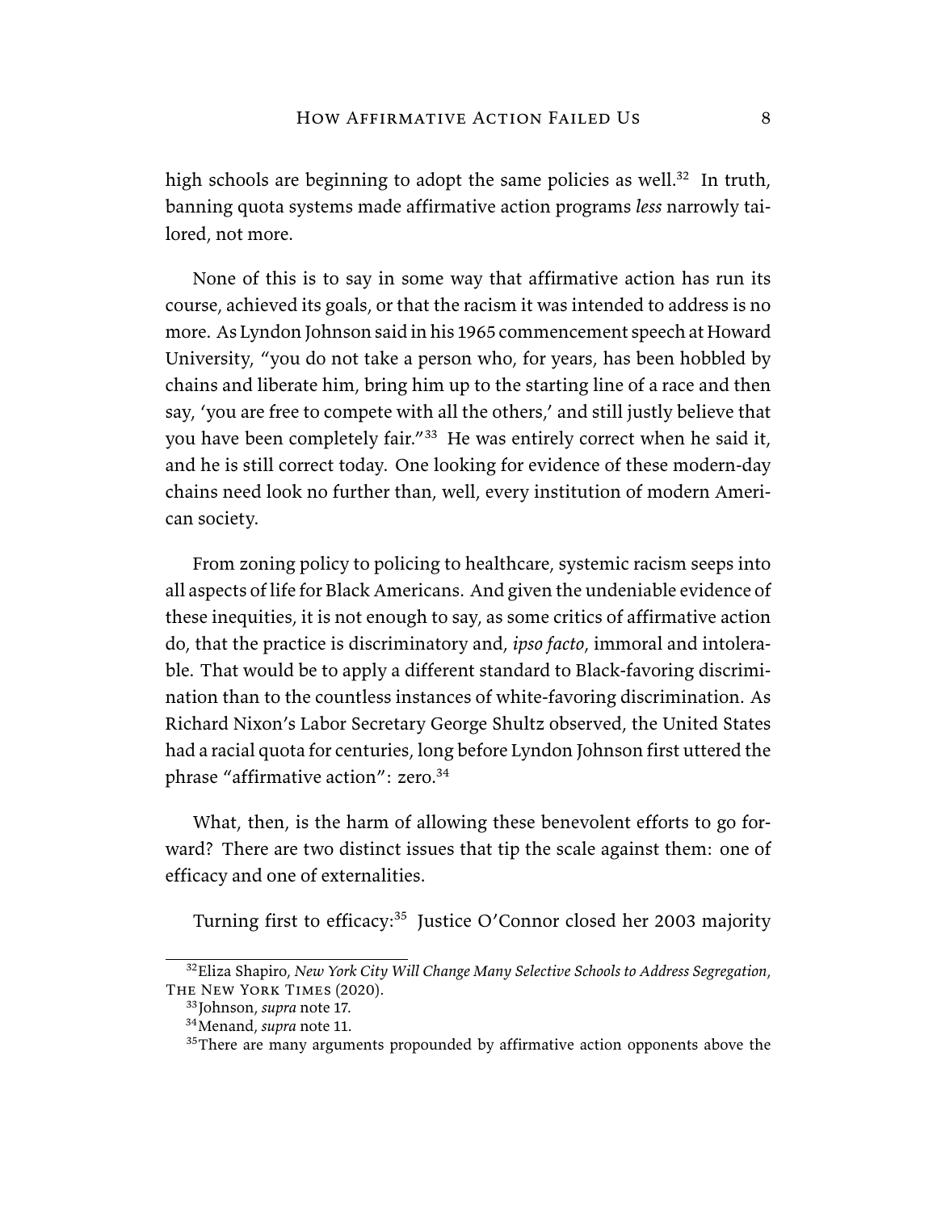high schools are beginning to adopt the same policies as well.[32] In truth, banning quota systems made affirmative action programs *less* narrowly tailored, not more.

None of this is to say in some way that affirmative action has run its course, achieved its goals, or that the racism it was intended to address is no more. As Lyndon Johnson said in his 1965 commencement speech at Howard University, "you do not take a person who, for years, has been hobbled by chains and liberate him, bring him up to the starting line of a race and then say, 'you are free to compete with all the others,' and still justly believe that you have been completely fair."[33] He was entirely correct when he said it, and he is still correct today. One looking for evidence of these modern-day chains need look no further than, well, every institution of modern American society.

From zoning policy to policing to healthcare, systemic racism seeps into all aspects of life for Black Americans. And given the undeniable evidence of these inequities, it is not enough to say, as some critics of affirmative action do, that the practice is discriminatory and, *ipso facto*, immoral and intolerable. That would be to apply a different standard to Black-favoring discrimination than to the countless instances of white-favoring discrimination. As Richard Nixon's Labor Secretary George Shultz observed, the United States had a racial quota for centuries, long before Lyndon Johnson first uttered the phrase "affirmative action": zero.[34]

What, then, is the harm of allowing these benevolent efforts to go forward? There are two distinct issues that tip the scale against them: one of efficacy and one of externalities.

Turning first to efficacy:[35] Justice O'Connor closed her 2003 majority

---

[32] Eliza Shapiro, *New York City Will Change Many Selective Schools to Address Segregation*, The New York Times (2020).

[33] Johnson, *supra* note 17.

[34] Menand, *supra* note 11.

[35] There are many arguments propounded by affirmative action opponents above the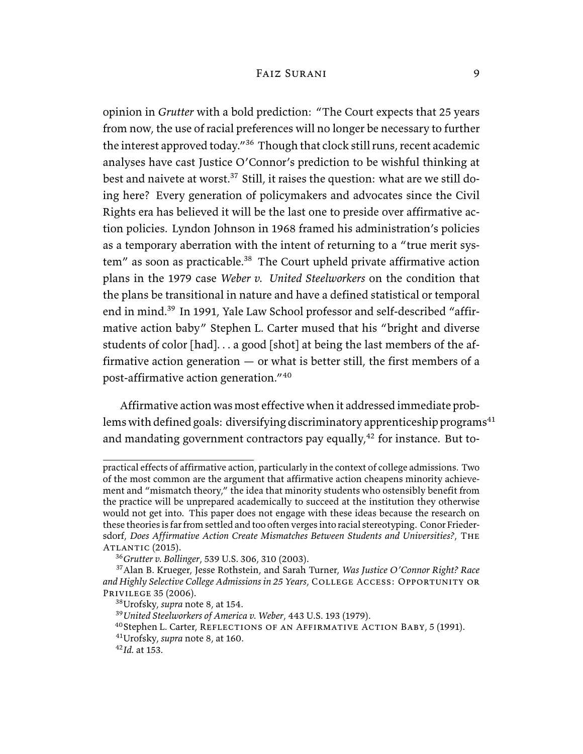opinion in *Grutter* with a bold prediction: "The Court expects that 25 years from now, the use of racial preferences will no longer be necessary to further the interest approved today."[36] Though that clock still runs, recent academic analyses have cast Justice O'Connor's prediction to be wishful thinking at best and naivete at worst.[37] Still, it raises the question: what are we still doing here? Every generation of policymakers and advocates since the Civil Rights era has believed it will be the last one to preside over affirmative action policies. Lyndon Johnson in 1968 framed his administration's policies as a temporary aberration with the intent of returning to a "true merit system" as soon as practicable.[38] The Court upheld private affirmative action plans in the 1979 case *Weber v. United Steelworkers* on the condition that the plans be transitional in nature and have a defined statistical or temporal end in mind.[39] In 1991, Yale Law School professor and self-described "affirmative action baby" Stephen L. Carter mused that his "bright and diverse students of color [had]. . . a good [shot] at being the last members of the affirmative action generation — or what is better still, the first members of a post-affirmative action generation."[40]

Affirmative action was most effective when it addressed immediate problems with defined goals: diversifying discriminatory apprenticeship programs[41] and mandating government contractors pay equally,[42] for instance. But to-

---

practical effects of affirmative action, particularly in the context of college admissions. Two of the most common are the argument that affirmative action cheapens minority achievement and "mismatch theory," the idea that minority students who ostensibly benefit from the practice will be unprepared academically to succeed at the institution they otherwise would not get into. This paper does not engage with these ideas because the research on these theories is far from settled and too often verges into racial stereotyping. Conor Friedersdorf, *Does Affirmative Action Create Mismatches Between Students and Universities?*, The Atlantic (2015).

[36] *Grutter v. Bollinger*, 539 U.S. 306, 310 (2003).

[37] Alan B. Krueger, Jesse Rothstein, and Sarah Turner, *Was Justice O'Connor Right? Race and Highly Selective College Admissions in 25 Years*, College Access: Opportunity or Privilege 35 (2006).

[38] Urofsky, *supra* note 8, at 154.

[39] *United Steelworkers of America v. Weber*, 443 U.S. 193 (1979).

[40] Stephen L. Carter, Reflections of an Affirmative Action Baby, 5 (1991).

[41] Urofsky, *supra* note 8, at 160.

[42] *Id.* at 153.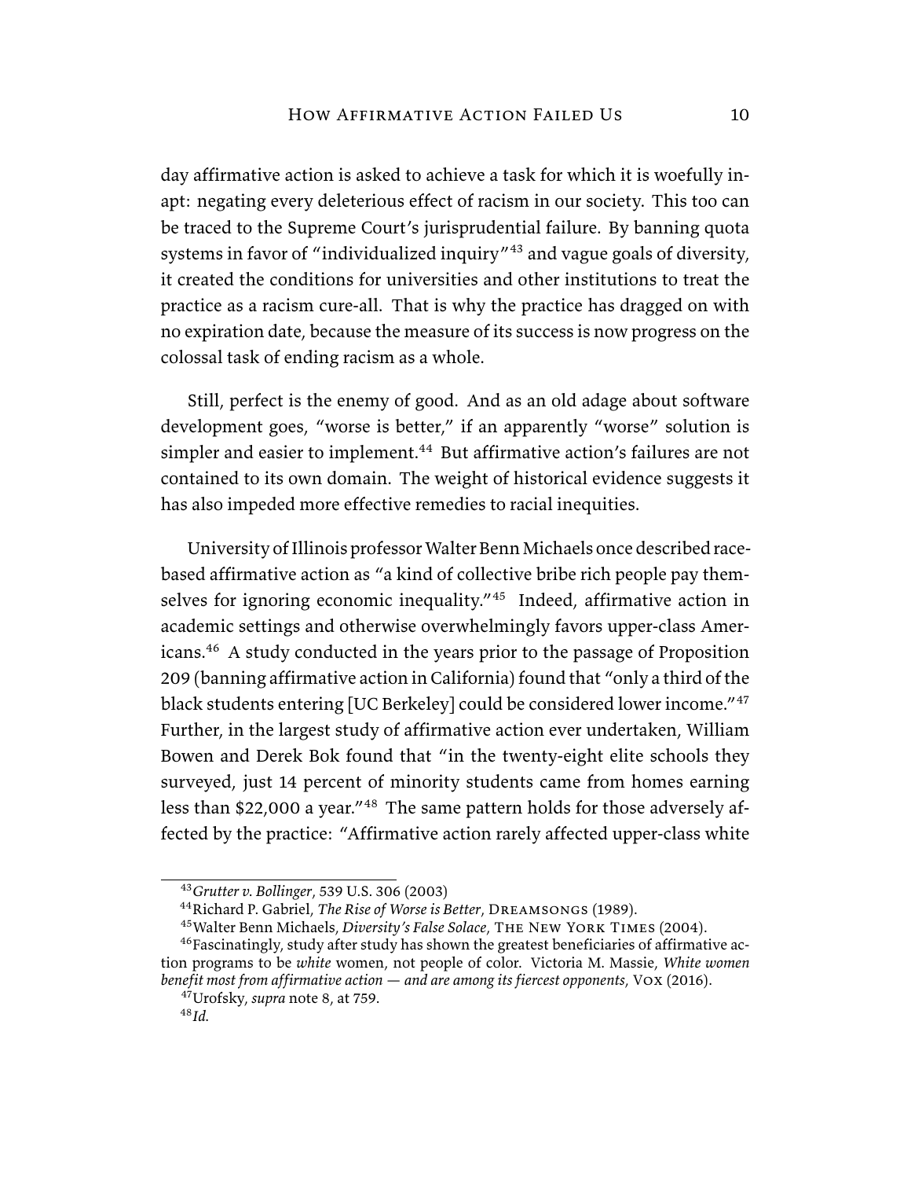day affirmative action is asked to achieve a task for which it is woefully inapt: negating every deleterious effect of racism in our society. This too can be traced to the Supreme Court's jurisprudential failure. By banning quota systems in favor of "individualized inquiry"[43] and vague goals of diversity, it created the conditions for universities and other institutions to treat the practice as a racism cure-all. That is why the practice has dragged on with no expiration date, because the measure of its success is now progress on the colossal task of ending racism as a whole.

Still, perfect is the enemy of good. And as an old adage about software development goes, "worse is better," if an apparently "worse" solution is simpler and easier to implement.[44] But affirmative action's failures are not contained to its own domain. The weight of historical evidence suggests it has also impeded more effective remedies to racial inequities.

University of Illinois professor Walter Benn Michaels once described race-based affirmative action as "a kind of collective bribe rich people pay themselves for ignoring economic inequality."[45] Indeed, affirmative action in academic settings and otherwise overwhelmingly favors upper-class Americans.[46] A study conducted in the years prior to the passage of Proposition 209 (banning affirmative action in California) found that "only a third of the black students entering [UC Berkeley] could be considered lower income."[47] Further, in the largest study of affirmative action ever undertaken, William Bowen and Derek Bok found that "in the twenty-eight elite schools they surveyed, just 14 percent of minority students came from homes earning less than $22,000 a year."[48] The same pattern holds for those adversely affected by the practice: "Affirmative action rarely affected upper-class white

---

[43] *Grutter v. Bollinger*, 539 U.S. 306 (2003)

[44] Richard P. Gabriel, *The Rise of Worse is Better*, Dreamsongs (1989).

[45] Walter Benn Michaels, *Diversity's False Solace*, The New York Times (2004).

[46] Fascinatingly, study after study has shown the greatest beneficiaries of affirmative action programs to be *white* women, not people of color. Victoria M. Massie, *White women benefit most from affirmative action — and are among its fiercest opponents*, Vox (2016).

[47] Urofsky, *supra* note 8, at 759.

[48] *Id.*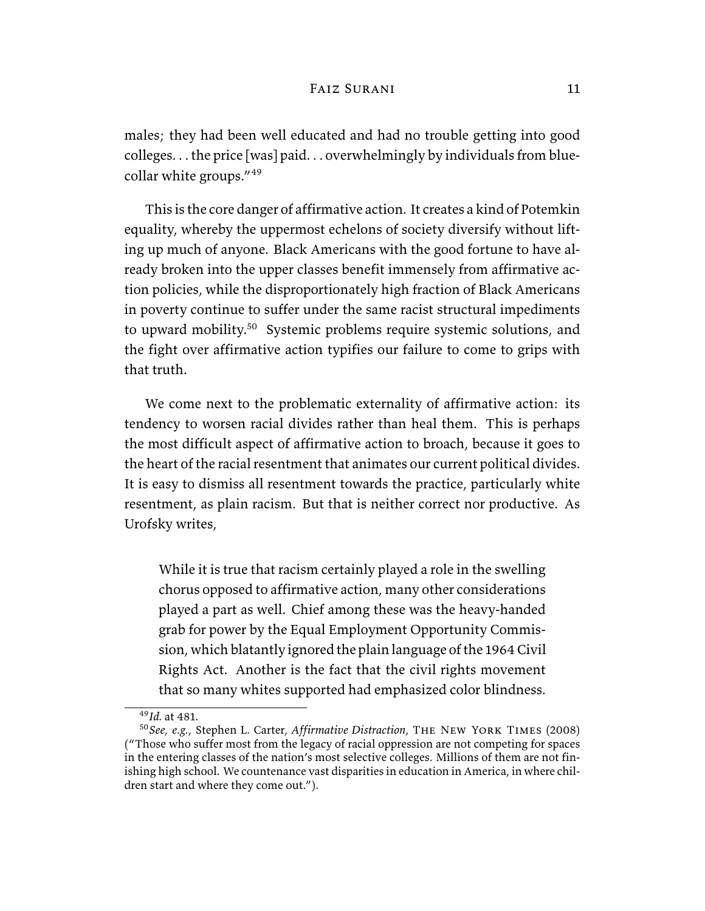males; they had been well educated and had no trouble getting into good colleges. . . the price [was] paid. . . overwhelmingly by individuals from blue-collar white groups."[49]

This is the core danger of affirmative action. It creates a kind of Potemkin equality, whereby the uppermost echelons of society diversify without lifting up much of anyone. Black Americans with the good fortune to have already broken into the upper classes benefit immensely from affirmative action policies, while the disproportionately high fraction of Black Americans in poverty continue to suffer under the same racist structural impediments to upward mobility.[50] Systemic problems require systemic solutions, and the fight over affirmative action typifies our failure to come to grips with that truth.

We come next to the problematic externality of affirmative action: its tendency to worsen racial divides rather than heal them. This is perhaps the most difficult aspect of affirmative action to broach, because it goes to the heart of the racial resentment that animates our current political divides. It is easy to dismiss all resentment towards the practice, particularly white resentment, as plain racism. But that is neither correct nor productive. As Urofsky writes,

> While it is true that racism certainly played a role in the swelling chorus opposed to affirmative action, many other considerations played a part as well. Chief among these was the heavy-handed grab for power by the Equal Employment Opportunity Commission, which blatantly ignored the plain language of the 1964 Civil Rights Act. Another is the fact that the civil rights movement that so many whites supported had emphasized color blindness.

[49] *Id.* at 481.

[50] *See, e.g.*, Stephen L. Carter, *Affirmative Distraction*, The New York Times (2008) ("Those who suffer most from the legacy of racial oppression are not competing for spaces in the entering classes of the nation's most selective colleges. Millions of them are not finishing high school. We countenance vast disparities in education in America, in where children start and where they come out.").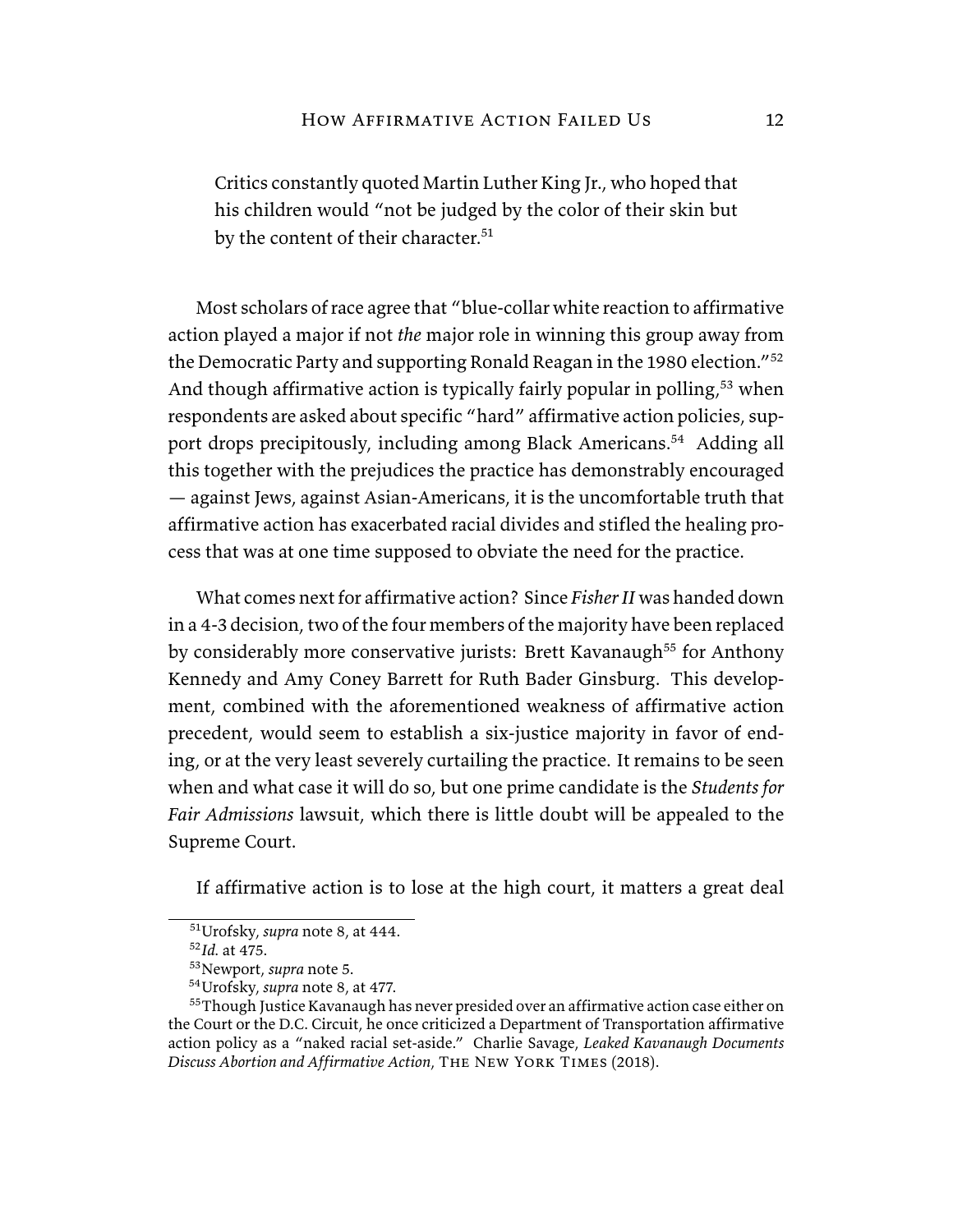> Critics constantly quoted Martin Luther King Jr., who hoped that his children would "not be judged by the color of their skin but by the content of their character.[51]

Most scholars of race agree that "blue-collar white reaction to affirmative action played a major if not *the* major role in winning this group away from the Democratic Party and supporting Ronald Reagan in the 1980 election."[52] And though affirmative action is typically fairly popular in polling,[53] when respondents are asked about specific "hard" affirmative action policies, support drops precipitously, including among Black Americans.[54] Adding all this together with the prejudices the practice has demonstrably encouraged — against Jews, against Asian-Americans, it is the uncomfortable truth that affirmative action has exacerbated racial divides and stifled the healing process that was at one time supposed to obviate the need for the practice.

What comes next for affirmative action? Since *Fisher II* was handed down in a 4-3 decision, two of the four members of the majority have been replaced by considerably more conservative jurists: Brett Kavanaugh[55] for Anthony Kennedy and Amy Coney Barrett for Ruth Bader Ginsburg. This development, combined with the aforementioned weakness of affirmative action precedent, would seem to establish a six-justice majority in favor of ending, or at the very least severely curtailing the practice. It remains to be seen when and what case it will do so, but one prime candidate is the *Students for Fair Admissions* lawsuit, which there is little doubt will be appealed to the Supreme Court.

If affirmative action is to lose at the high court, it matters a great deal

---

[51] Urofsky, *supra* note 8, at 444.

[52] *Id.* at 475.

[53] Newport, *supra* note 5.

[54] Urofsky, *supra* note 8, at 477.

[55] Though Justice Kavanaugh has never presided over an affirmative action case either on the Court or the D.C. Circuit, he once criticized a Department of Transportation affirmative action policy as a "naked racial set-aside." Charlie Savage, *Leaked Kavanaugh Documents Discuss Abortion and Affirmative Action*, The New York Times (2018).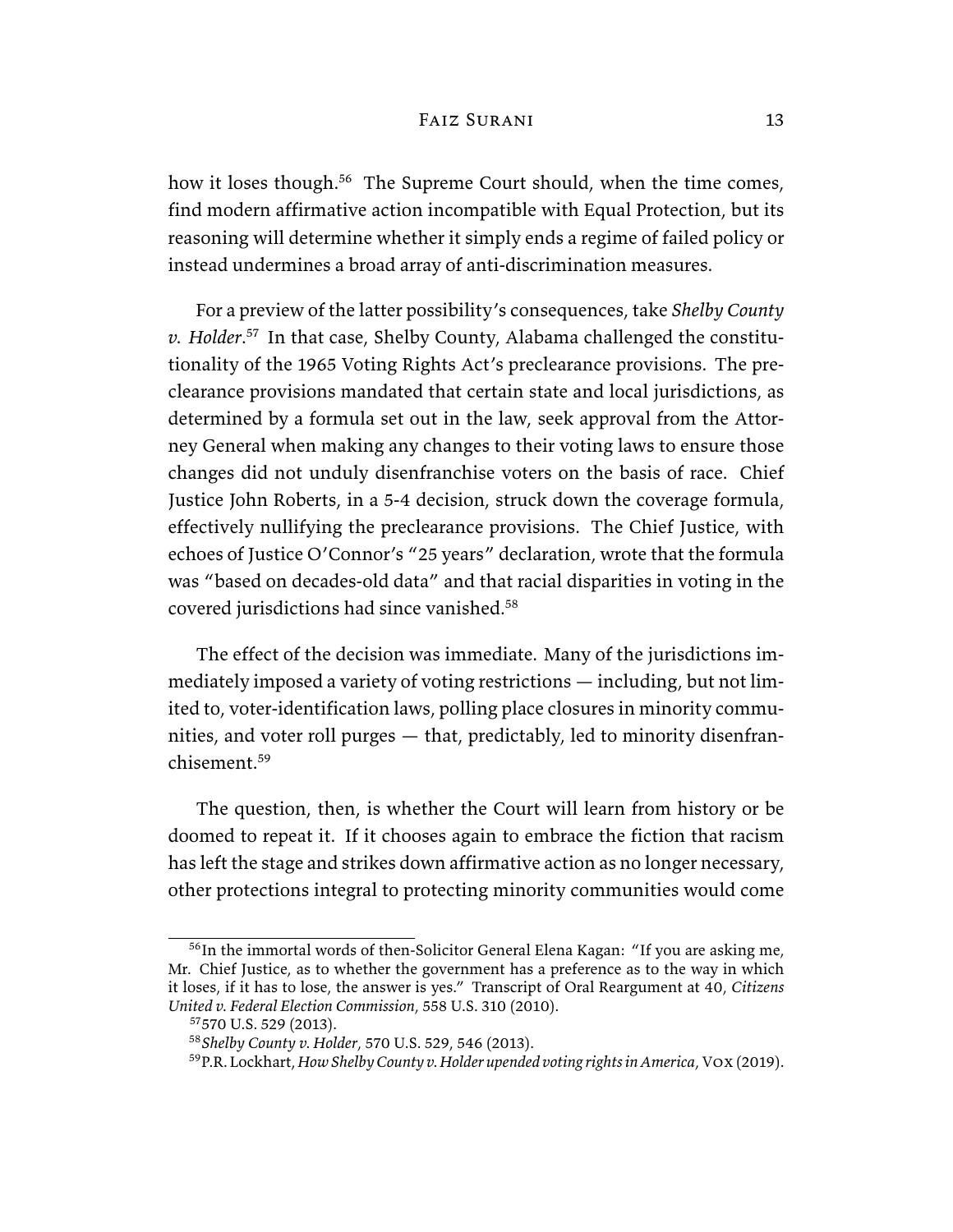how it loses though.[56] The Supreme Court should, when the time comes, find modern affirmative action incompatible with Equal Protection, but its reasoning will determine whether it simply ends a regime of failed policy or instead undermines a broad array of anti-discrimination measures.

For a preview of the latter possibility's consequences, take *Shelby County v. Holder*.[57] In that case, Shelby County, Alabama challenged the constitutionality of the 1965 Voting Rights Act's preclearance provisions. The preclearance provisions mandated that certain state and local jurisdictions, as determined by a formula set out in the law, seek approval from the Attorney General when making any changes to their voting laws to ensure those changes did not unduly disenfranchise voters on the basis of race. Chief Justice John Roberts, in a 5-4 decision, struck down the coverage formula, effectively nullifying the preclearance provisions. The Chief Justice, with echoes of Justice O'Connor's "25 years" declaration, wrote that the formula was "based on decades-old data" and that racial disparities in voting in the covered jurisdictions had since vanished.[58]

The effect of the decision was immediate. Many of the jurisdictions immediately imposed a variety of voting restrictions — including, but not limited to, voter-identification laws, polling place closures in minority communities, and voter roll purges — that, predictably, led to minority disenfranchisement.[59]

The question, then, is whether the Court will learn from history or be doomed to repeat it. If it chooses again to embrace the fiction that racism has left the stage and strikes down affirmative action as no longer necessary, other protections integral to protecting minority communities would come

---

[56] In the immortal words of then-Solicitor General Elena Kagan: "If you are asking me, Mr. Chief Justice, as to whether the government has a preference as to the way in which it loses, if it has to lose, the answer is yes." Transcript of Oral Reargument at 40, *Citizens United v. Federal Election Commission*, 558 U.S. 310 (2010).

[57] 570 U.S. 529 (2013).

[58] *Shelby County v. Holder*, 570 U.S. 529, 546 (2013).

[59] P.R. Lockhart, *How Shelby County v. Holder upended voting rights in America*, Vox (2019).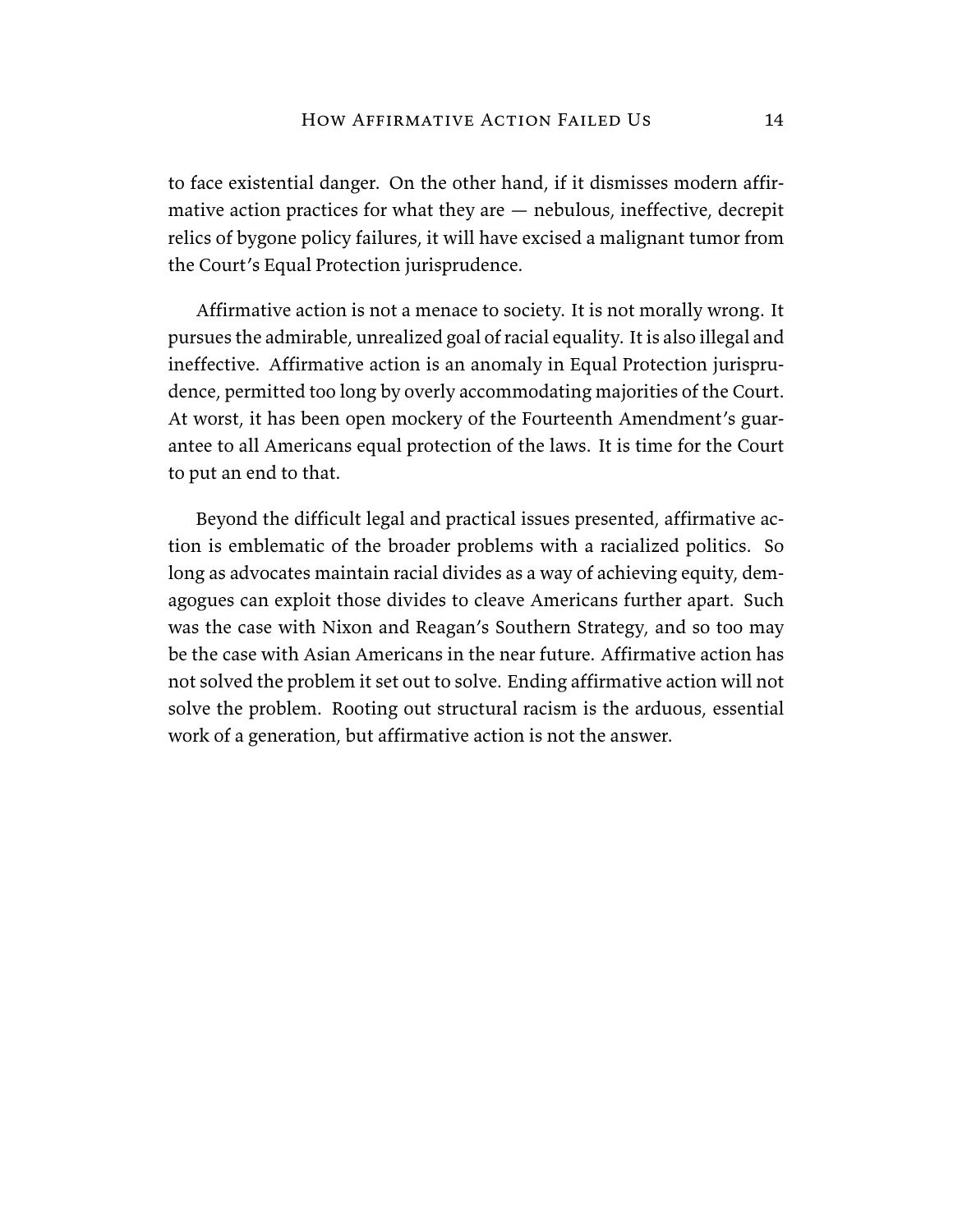to face existential danger. On the other hand, if it dismisses modern affirmative action practices for what they are — nebulous, ineffective, decrepit relics of bygone policy failures, it will have excised a malignant tumor from the Court's Equal Protection jurisprudence.

Affirmative action is not a menace to society. It is not morally wrong. It pursues the admirable, unrealized goal of racial equality. It is also illegal and ineffective. Affirmative action is an anomaly in Equal Protection jurisprudence, permitted too long by overly accommodating majorities of the Court. At worst, it has been open mockery of the Fourteenth Amendment's guarantee to all Americans equal protection of the laws. It is time for the Court to put an end to that.

Beyond the difficult legal and practical issues presented, affirmative action is emblematic of the broader problems with a racialized politics. So long as advocates maintain racial divides as a way of achieving equity, demagogues can exploit those divides to cleave Americans further apart. Such was the case with Nixon and Reagan's Southern Strategy, and so too may be the case with Asian Americans in the near future. Affirmative action has not solved the problem it set out to solve. Ending affirmative action will not solve the problem. Rooting out structural racism is the arduous, essential work of a generation, but affirmative action is not the answer.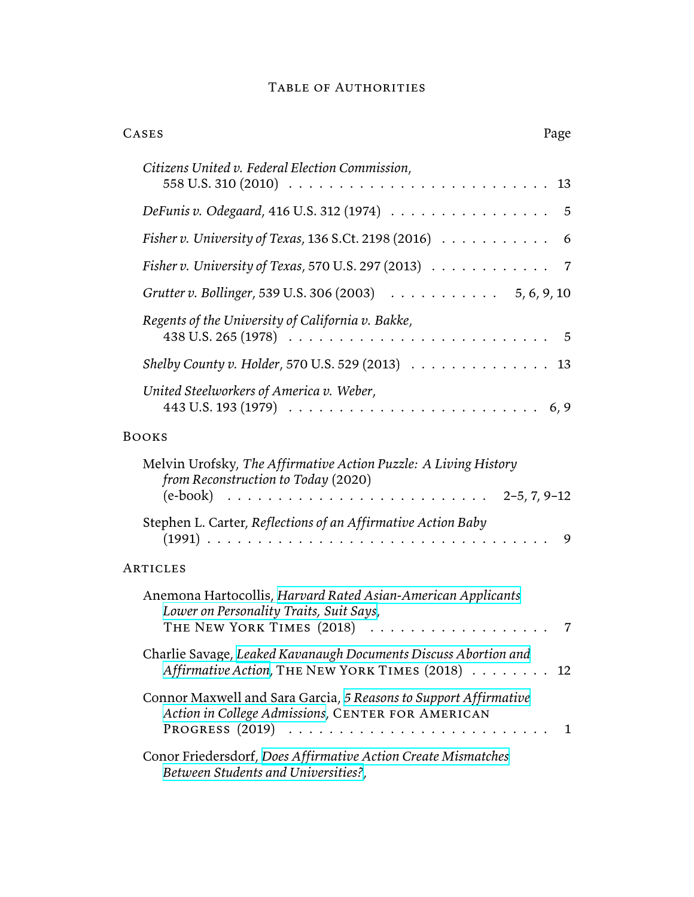# Table of Authorities

## Cases

Page

*Citizens United v. Federal Election Commission*, 558 U.S. 310 (2010) . . . . . . . . . . . . . . . . . . . . . . . . . 13

*DeFunis v. Odegaard*, 416 U.S. 312 (1974) . . . . . . . . . . . . . . . . 5

*Fisher v. University of Texas*, 136 S.Ct. 2198 (2016) . . . . . . . . . . . 6

*Fisher v. University of Texas*, 570 U.S. 297 (2013) . . . . . . . . . . . . 7

*Grutter v. Bollinger*, 539 U.S. 306 (2003) . . . . . . . . . . . 5, 6, 9, 10

*Regents of the University of California v. Bakke*, 438 U.S. 265 (1978) . . . . . . . . . . . . . . . . . . . . . . . . . 5

*Shelby County v. Holder*, 570 U.S. 529 (2013) . . . . . . . . . . . . . . 13

*United Steelworkers of America v. Weber*, 443 U.S. 193 (1979) . . . . . . . . . . . . . . . . . . . . . . . . 6, 9

## Books

Melvin Urofsky, *The Affirmative Action Puzzle: A Living History from Reconstruction to Today* (2020) (e-book) . . . . . . . . . . . . . . . . . . . . . . . . 2–5, 7, 9–12

Stephen L. Carter, *Reflections of an Affirmative Action Baby* (1991) . . . . . . . . . . . . . . . . . . . . . . . . . . . . . . . . . . 9

## Articles

Anemona Hartocollis, *Harvard Rated Asian-American Applicants Lower on Personality Traits, Suit Says*, The New York Times (2018) . . . . . . . . . . . . . . . . . . 7

Charlie Savage, *Leaked Kavanaugh Documents Discuss Abortion and Affirmative Action*, The New York Times (2018) . . . . . . . . 12

Connor Maxwell and Sara Garcia, *5 Reasons to Support Affirmative Action in College Admissions*, Center for American Progress (2019) . . . . . . . . . . . . . . . . . . . . . . . . . 1

Conor Friedersdorf, *Does Affirmative Action Create Mismatches Between Students and Universities?*,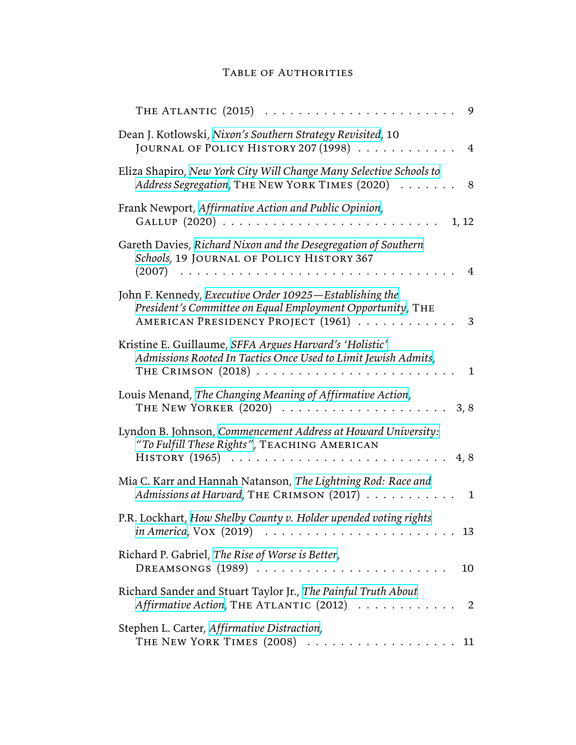The Atlantic (2015) . . . . . . . . . . . . . . . . . . . . . . . 9

Dean J. Kotlowski, *Nixon's Southern Strategy Revisited*, 10 Journal of Policy History 207 (1998) . . . . . . . . . . . . 4

Eliza Shapiro, *New York City Will Change Many Selective Schools to Address Segregation*, The New York Times (2020) . . . . . . . 8

Frank Newport, *Affirmative Action and Public Opinion*, Gallup (2020) . . . . . . . . . . . . . . . . . . . . . . . . . 1, 12

Gareth Davies, *Richard Nixon and the Desegregation of Southern Schools*, 19 Journal of Policy History 367 (2007) . . . . . . . . . . . . . . . . . . . . . . . . . . . . . . . . 4

John F. Kennedy, *Executive Order 10925—Establishing the President's Committee on Equal Employment Opportunity*, The American Presidency Project (1961) . . . . . . . . . . . . 3

Kristine E. Guillaume, *SFFA Argues Harvard's 'Holistic' Admissions Rooted In Tactics Once Used to Limit Jewish Admits*, The Crimson (2018) . . . . . . . . . . . . . . . . . . . . . . . 1

Louis Menand, *The Changing Meaning of Affirmative Action*, The New Yorker (2020) . . . . . . . . . . . . . . . . . . . . 3, 8

Lyndon B. Johnson, *Commencement Address at Howard University: "To Fulfill These Rights"*, Teaching American History (1965) . . . . . . . . . . . . . . . . . . . . . . . . . 4, 8

Mia C. Karr and Hannah Natanson, *The Lightning Rod: Race and Admissions at Harvard*, The Crimson (2017) . . . . . . . . . . . 1

P.R. Lockhart, *How Shelby County v. Holder upended voting rights in America*, Vox (2019) . . . . . . . . . . . . . . . . . . . . . . 13

Richard P. Gabriel, *The Rise of Worse is Better*, Dreamsongs (1989) . . . . . . . . . . . . . . . . . . . . . . . 10

Richard Sander and Stuart Taylor Jr., *The Painful Truth About Affirmative Action*, The Atlantic (2012) . . . . . . . . . . . . 2

Stephen L. Carter, *Affirmative Distraction*, The New York Times (2008) . . . . . . . . . . . . . . . . . . 11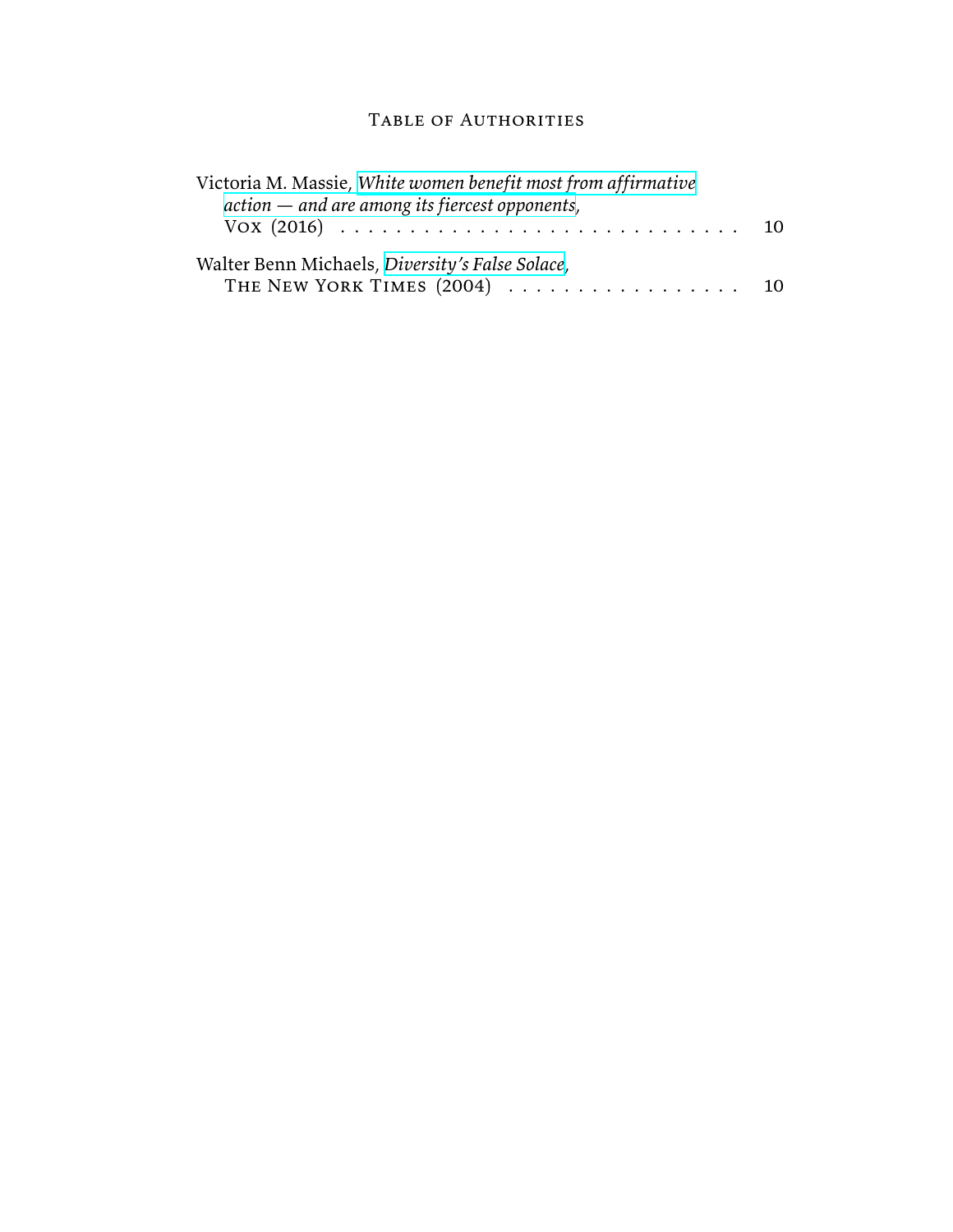# Table of Authorities

Victoria M. Massie, *White women benefit most from affirmative action — and are among its fiercest opponents*, Vox (2016) . . . . . . . . . . . . . . . . . . . . . . . . . . . . 10

Walter Benn Michaels, *Diversity's False Solace*, The New York Times (2004) . . . . . . . . . . . . . . . . . 10